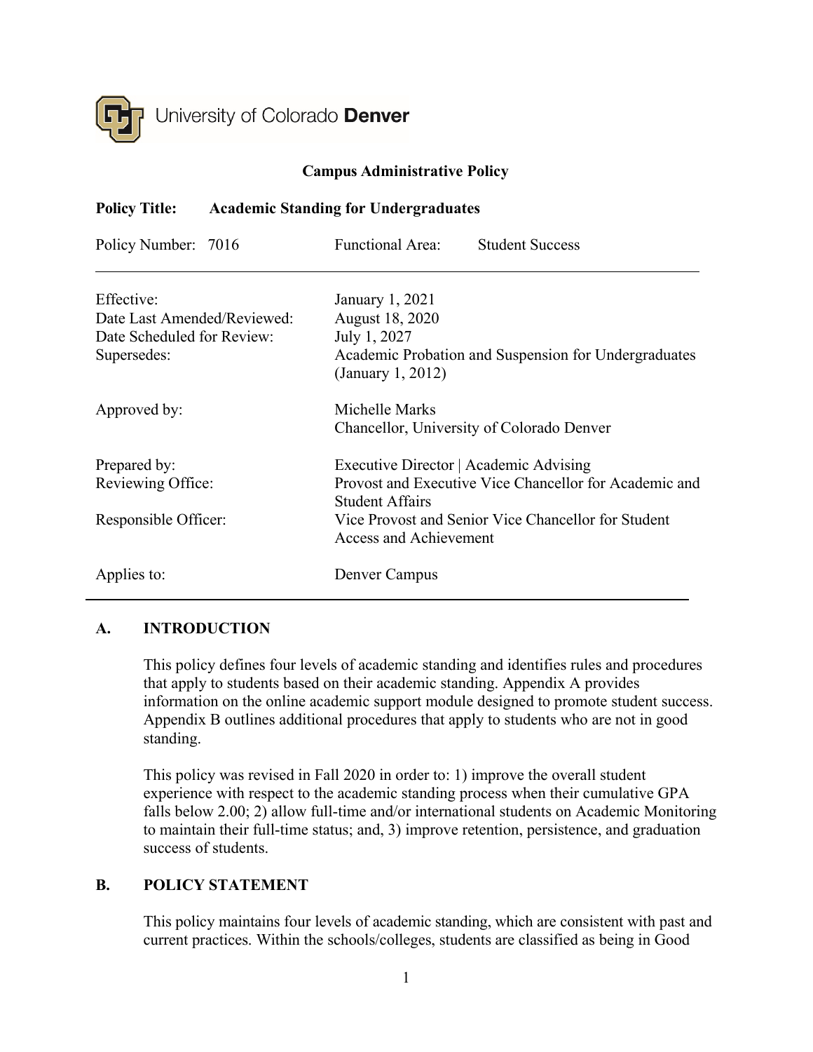University of Colorado **Denver**

**Campus Administrative Policy**

**Policy Title: Academic Standing for Undergraduates**

Policy Number: 7016 | Functional Area: Student Success

| | |
|---|---|
| Effective: | January 1, 2021 |
| Date Last Amended/Reviewed: | August 18, 2020 |
| Date Scheduled for Review: | July 1, 2027 |
| Supersedes: | Academic Probation and Suspension for Undergraduates (January 1, 2012) |
| Approved by: | Michelle Marks<br>Chancellor, University of Colorado Denver |
| Prepared by: | Executive Director \| Academic Advising |
| Reviewing Office: | Provost and Executive Vice Chancellor for Academic and Student Affairs |
| Responsible Officer: | Vice Provost and Senior Vice Chancellor for Student Access and Achievement |
| Applies to: | Denver Campus |

## A. INTRODUCTION

This policy defines four levels of academic standing and identifies rules and procedures that apply to students based on their academic standing. Appendix A provides information on the online academic support module designed to promote student success. Appendix B outlines additional procedures that apply to students who are not in good standing.

This policy was revised in Fall 2020 in order to: 1) improve the overall student experience with respect to the academic standing process when their cumulative GPA falls below 2.00; 2) allow full-time and/or international students on Academic Monitoring to maintain their full-time status; and, 3) improve retention, persistence, and graduation success of students.

## B. POLICY STATEMENT

This policy maintains four levels of academic standing, which are consistent with past and current practices. Within the schools/colleges, students are classified as being in Good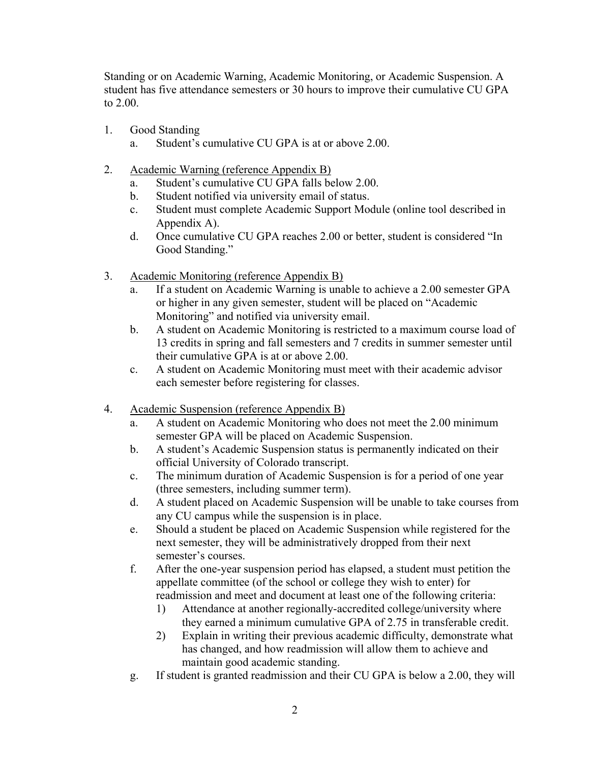Standing or on Academic Warning, Academic Monitoring, or Academic Suspension. A student has five attendance semesters or 30 hours to improve their cumulative CU GPA to 2.00.

1. Good Standing
   a. Student's cumulative CU GPA is at or above 2.00.

2. <u>Academic Warning (reference Appendix B)</u>
   a. Student's cumulative CU GPA falls below 2.00.
   b. Student notified via university email of status.
   c. Student must complete Academic Support Module (online tool described in Appendix A).
   d. Once cumulative CU GPA reaches 2.00 or better, student is considered "In Good Standing."

3. <u>Academic Monitoring (reference Appendix B)</u>
   a. If a student on Academic Warning is unable to achieve a 2.00 semester GPA or higher in any given semester, student will be placed on "Academic Monitoring" and notified via university email.
   b. A student on Academic Monitoring is restricted to a maximum course load of 13 credits in spring and fall semesters and 7 credits in summer semester until their cumulative GPA is at or above 2.00.
   c. A student on Academic Monitoring must meet with their academic advisor each semester before registering for classes.

4. <u>Academic Suspension (reference Appendix B)</u>
   a. A student on Academic Monitoring who does not meet the 2.00 minimum semester GPA will be placed on Academic Suspension.
   b. A student's Academic Suspension status is permanently indicated on their official University of Colorado transcript.
   c. The minimum duration of Academic Suspension is for a period of one year (three semesters, including summer term).
   d. A student placed on Academic Suspension will be unable to take courses from any CU campus while the suspension is in place.
   e. Should a student be placed on Academic Suspension while registered for the next semester, they will be administratively dropped from their next semester's courses.
   f. After the one-year suspension period has elapsed, a student must petition the appellate committee (of the school or college they wish to enter) for readmission and meet and document at least one of the following criteria:
      1) Attendance at another regionally-accredited college/university where they earned a minimum cumulative GPA of 2.75 in transferable credit.
      2) Explain in writing their previous academic difficulty, demonstrate what has changed, and how readmission will allow them to achieve and maintain good academic standing.
   g. If student is granted readmission and their CU GPA is below a 2.00, they will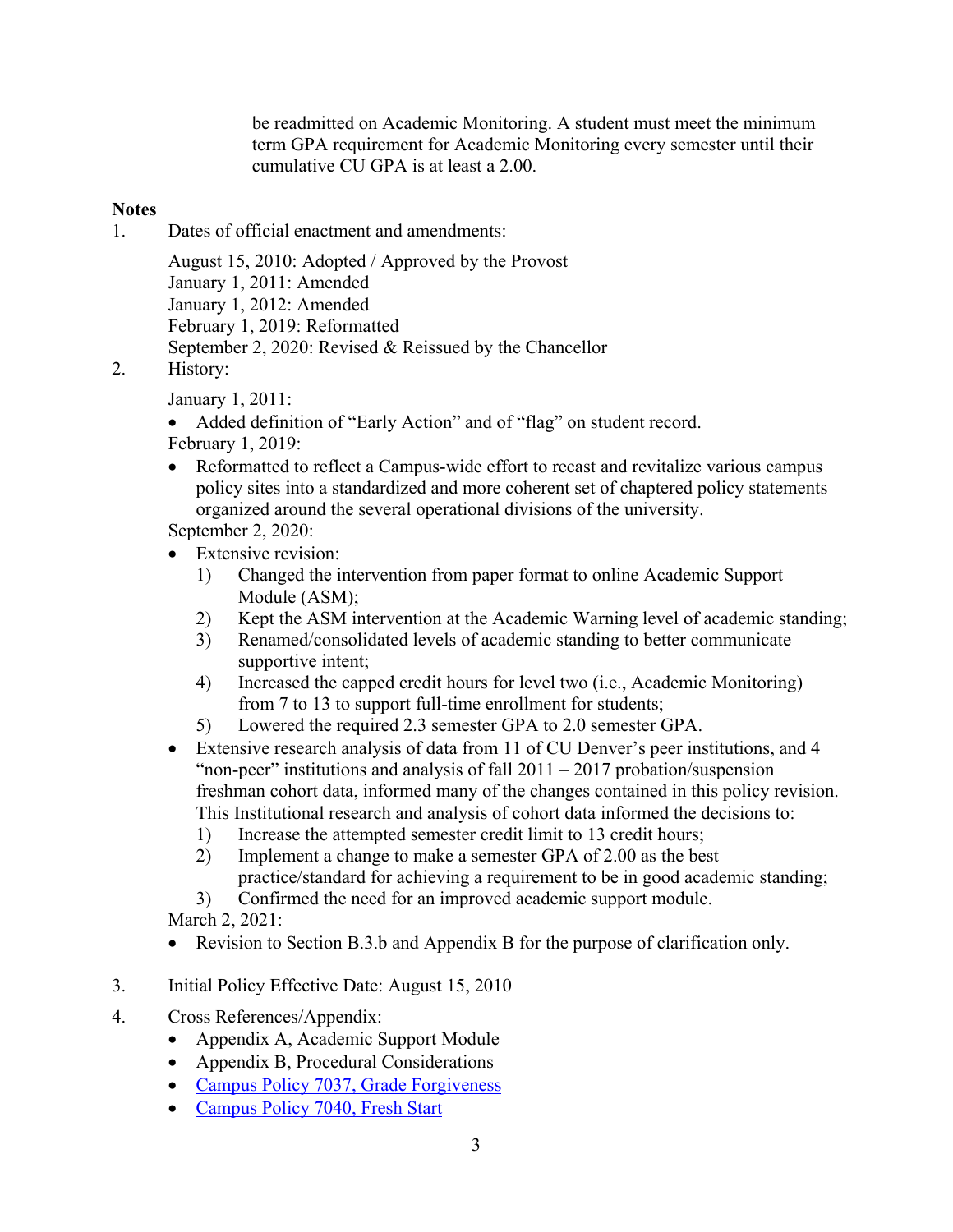be readmitted on Academic Monitoring. A student must meet the minimum term GPA requirement for Academic Monitoring every semester until their cumulative CU GPA is at least a 2.00.

**Notes**

1. Dates of official enactment and amendments:

   August 15, 2010: Adopted / Approved by the Provost
   January 1, 2011: Amended
   January 1, 2012: Amended
   February 1, 2019: Reformatted
   September 2, 2020: Revised & Reissued by the Chancellor

2. History:

   January 1, 2011:
   - Added definition of "Early Action" and of "flag" on student record.

   February 1, 2019:
   - Reformatted to reflect a Campus-wide effort to recast and revitalize various campus policy sites into a standardized and more coherent set of chaptered policy statements organized around the several operational divisions of the university.

   September 2, 2020:
   - Extensive revision:
     1) Changed the intervention from paper format to online Academic Support Module (ASM);
     2) Kept the ASM intervention at the Academic Warning level of academic standing;
     3) Renamed/consolidated levels of academic standing to better communicate supportive intent;
     4) Increased the capped credit hours for level two (i.e., Academic Monitoring) from 7 to 13 to support full-time enrollment for students;
     5) Lowered the required 2.3 semester GPA to 2.0 semester GPA.
   - Extensive research analysis of data from 11 of CU Denver's peer institutions, and 4 "non-peer" institutions and analysis of fall 2011 – 2017 probation/suspension freshman cohort data, informed many of the changes contained in this policy revision. This Institutional research and analysis of cohort data informed the decisions to:
     1) Increase the attempted semester credit limit to 13 credit hours;
     2) Implement a change to make a semester GPA of 2.00 as the best practice/standard for achieving a requirement to be in good academic standing;
     3) Confirmed the need for an improved academic support module.

   March 2, 2021:
   - Revision to Section B.3.b and Appendix B for the purpose of clarification only.

3. Initial Policy Effective Date: August 15, 2010

4. Cross References/Appendix:
   - Appendix A, Academic Support Module
   - Appendix B, Procedural Considerations
   - Campus Policy 7037, Grade Forgiveness
   - Campus Policy 7040, Fresh Start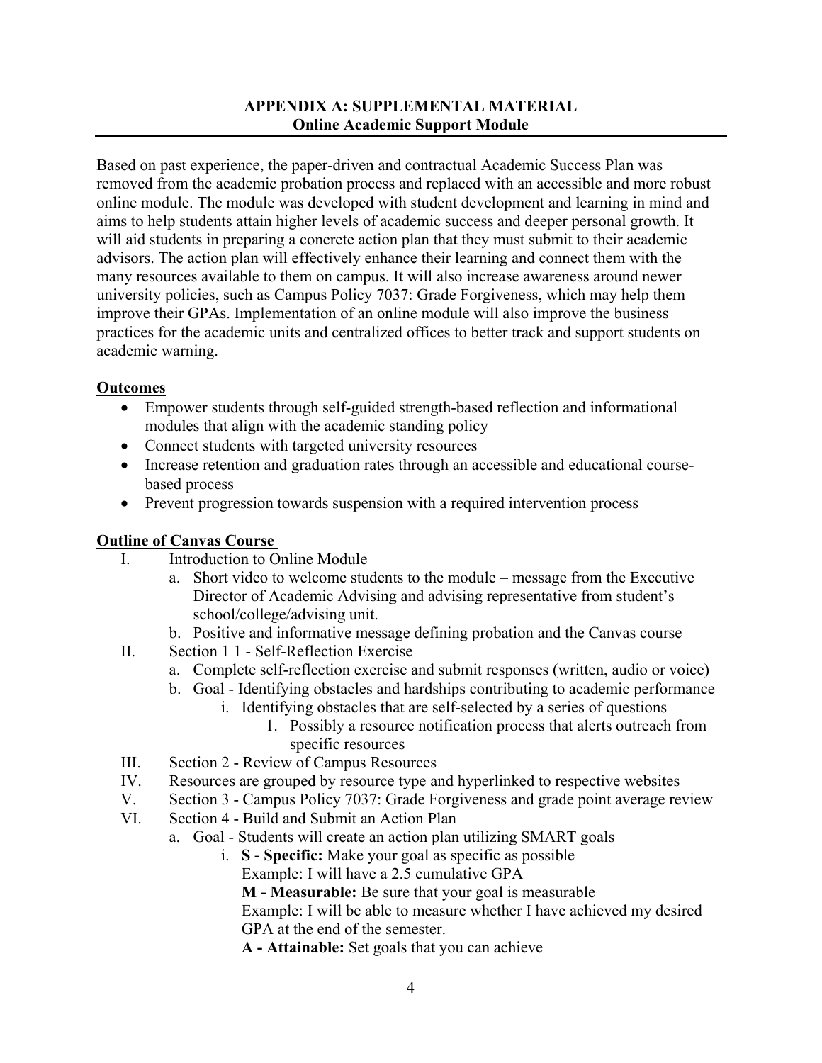**APPENDIX A: SUPPLEMENTAL MATERIAL**
**Online Academic Support Module**

Based on past experience, the paper-driven and contractual Academic Success Plan was removed from the academic probation process and replaced with an accessible and more robust online module. The module was developed with student development and learning in mind and aims to help students attain higher levels of academic success and deeper personal growth. It will aid students in preparing a concrete action plan that they must submit to their academic advisors. The action plan will effectively enhance their learning and connect them with the many resources available to them on campus. It will also increase awareness around newer university policies, such as Campus Policy 7037: Grade Forgiveness, which may help them improve their GPAs. Implementation of an online module will also improve the business practices for the academic units and centralized offices to better track and support students on academic warning.

**Outcomes**

- Empower students through self-guided strength-based reflection and informational modules that align with the academic standing policy
- Connect students with targeted university resources
- Increase retention and graduation rates through an accessible and educational course-based process
- Prevent progression towards suspension with a required intervention process

**Outline of Canvas Course**

I. Introduction to Online Module
   a. Short video to welcome students to the module – message from the Executive Director of Academic Advising and advising representative from student's school/college/advising unit.
   b. Positive and informative message defining probation and the Canvas course
II. Section 1 1 - Self-Reflection Exercise
   a. Complete self-reflection exercise and submit responses (written, audio or voice)
   b. Goal - Identifying obstacles and hardships contributing to academic performance
      i. Identifying obstacles that are self-selected by a series of questions
         1. Possibly a resource notification process that alerts outreach from specific resources
III. Section 2 - Review of Campus Resources
IV. Resources are grouped by resource type and hyperlinked to respective websites
V. Section 3 - Campus Policy 7037: Grade Forgiveness and grade point average review
VI. Section 4 - Build and Submit an Action Plan
   a. Goal - Students will create an action plan utilizing SMART goals
      i. **S - Specific:** Make your goal as specific as possible
         Example: I will have a 2.5 cumulative GPA
         **M - Measurable:** Be sure that your goal is measurable
         Example: I will be able to measure whether I have achieved my desired GPA at the end of the semester.
         **A - Attainable:** Set goals that you can achieve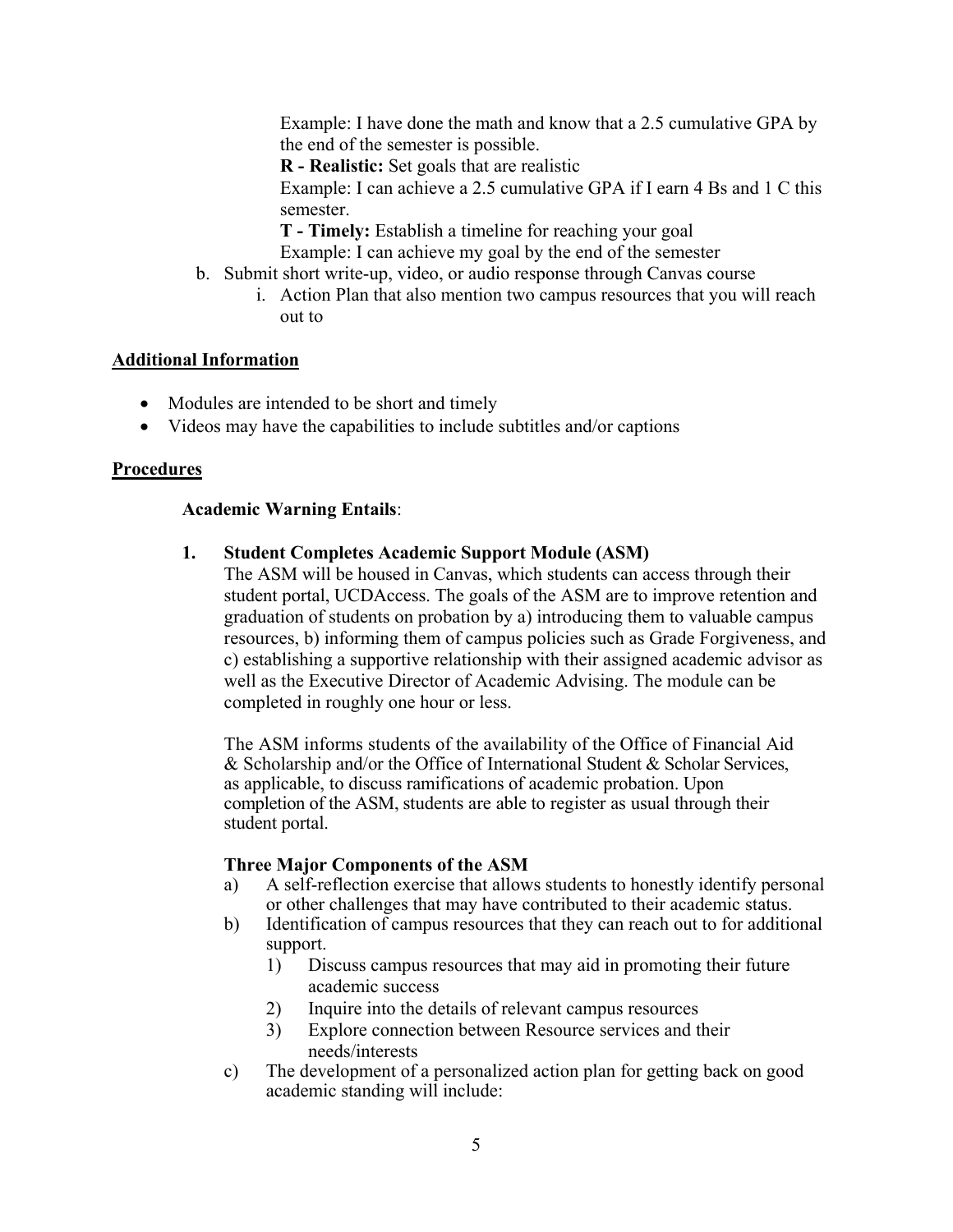Example: I have done the math and know that a 2.5 cumulative GPA by the end of the semester is possible.

**R - Realistic:** Set goals that are realistic

Example: I can achieve a 2.5 cumulative GPA if I earn 4 Bs and 1 C this semester.

**T - Timely:** Establish a timeline for reaching your goal

Example: I can achieve my goal by the end of the semester

b. Submit short write-up, video, or audio response through Canvas course
    i. Action Plan that also mention two campus resources that you will reach out to

## Additional Information

- Modules are intended to be short and timely
- Videos may have the capabilities to include subtitles and/or captions

## Procedures

**Academic Warning Entails**:

**1. Student Completes Academic Support Module (ASM)**

The ASM will be housed in Canvas, which students can access through their student portal, UCDAccess. The goals of the ASM are to improve retention and graduation of students on probation by a) introducing them to valuable campus resources, b) informing them of campus policies such as Grade Forgiveness, and c) establishing a supportive relationship with their assigned academic advisor as well as the Executive Director of Academic Advising. The module can be completed in roughly one hour or less.

The ASM informs students of the availability of the Office of Financial Aid & Scholarship and/or the Office of International Student & Scholar Services, as applicable, to discuss ramifications of academic probation. Upon completion of the ASM, students are able to register as usual through their student portal.

**Three Major Components of the ASM**

a) A self-reflection exercise that allows students to honestly identify personal or other challenges that may have contributed to their academic status.

b) Identification of campus resources that they can reach out to for additional support.
    1) Discuss campus resources that may aid in promoting their future academic success
    2) Inquire into the details of relevant campus resources
    3) Explore connection between Resource services and their needs/interests

c) The development of a personalized action plan for getting back on good academic standing will include: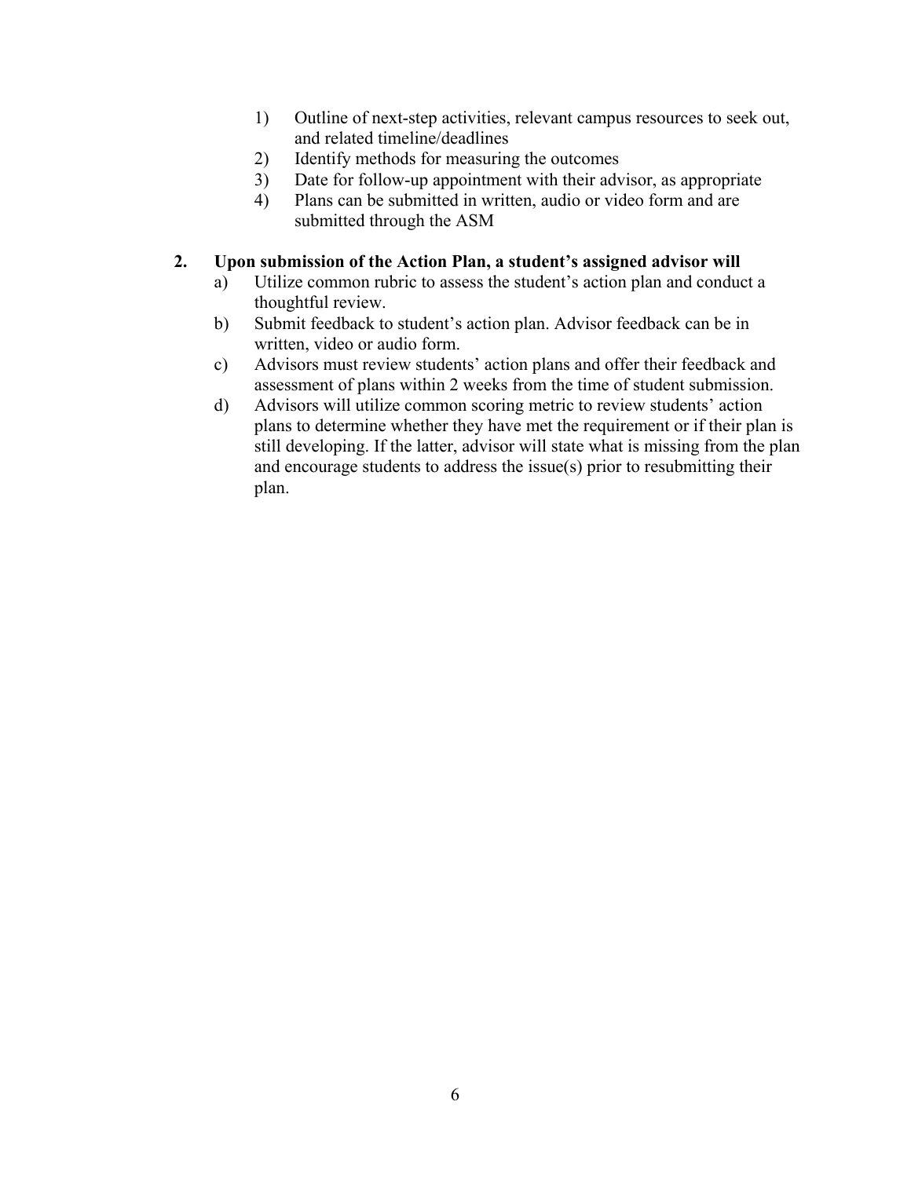1) Outline of next-step activities, relevant campus resources to seek out, and related timeline/deadlines
2) Identify methods for measuring the outcomes
3) Date for follow-up appointment with their advisor, as appropriate
4) Plans can be submitted in written, audio or video form and are submitted through the ASM

**2. Upon submission of the Action Plan, a student's assigned advisor will**

a) Utilize common rubric to assess the student's action plan and conduct a thoughtful review.

b) Submit feedback to student's action plan. Advisor feedback can be in written, video or audio form.

c) Advisors must review students' action plans and offer their feedback and assessment of plans within 2 weeks from the time of student submission.

d) Advisors will utilize common scoring metric to review students' action plans to determine whether they have met the requirement or if their plan is still developing. If the latter, advisor will state what is missing from the plan and encourage students to address the issue(s) prior to resubmitting their plan.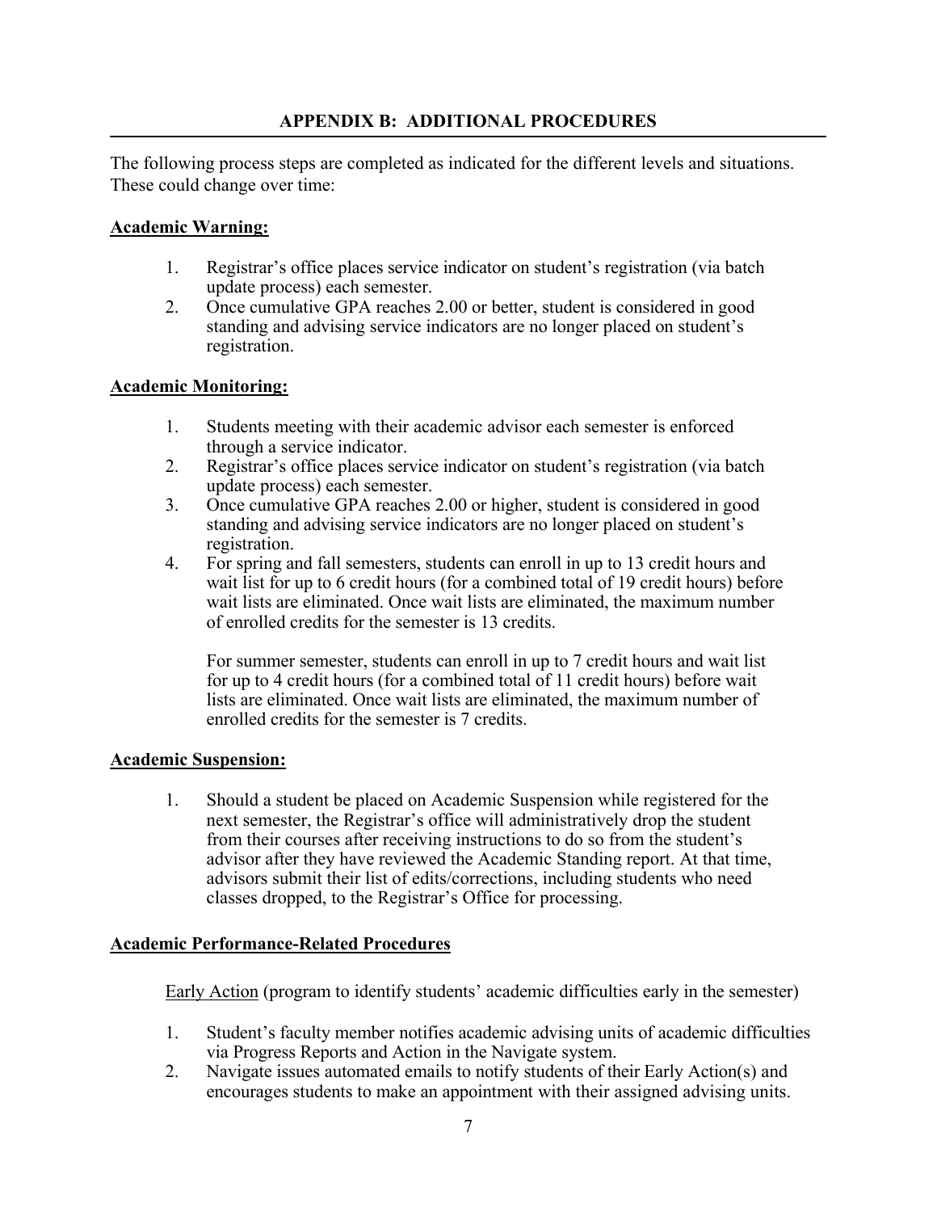## APPENDIX B: ADDITIONAL PROCEDURES

The following process steps are completed as indicated for the different levels and situations. These could change over time:

### Academic Warning:

1. Registrar's office places service indicator on student's registration (via batch update process) each semester.
2. Once cumulative GPA reaches 2.00 or better, student is considered in good standing and advising service indicators are no longer placed on student's registration.

### Academic Monitoring:

1. Students meeting with their academic advisor each semester is enforced through a service indicator.
2. Registrar's office places service indicator on student's registration (via batch update process) each semester.
3. Once cumulative GPA reaches 2.00 or higher, student is considered in good standing and advising service indicators are no longer placed on student's registration.
4. For spring and fall semesters, students can enroll in up to 13 credit hours and wait list for up to 6 credit hours (for a combined total of 19 credit hours) before wait lists are eliminated. Once wait lists are eliminated, the maximum number of enrolled credits for the semester is 13 credits.

   For summer semester, students can enroll in up to 7 credit hours and wait list for up to 4 credit hours (for a combined total of 11 credit hours) before wait lists are eliminated. Once wait lists are eliminated, the maximum number of enrolled credits for the semester is 7 credits.

### Academic Suspension:

1. Should a student be placed on Academic Suspension while registered for the next semester, the Registrar's office will administratively drop the student from their courses after receiving instructions to do so from the student's advisor after they have reviewed the Academic Standing report. At that time, advisors submit their list of edits/corrections, including students who need classes dropped, to the Registrar's Office for processing.

### Academic Performance-Related Procedures

Early Action (program to identify students' academic difficulties early in the semester)

1. Student's faculty member notifies academic advising units of academic difficulties via Progress Reports and Action in the Navigate system.
2. Navigate issues automated emails to notify students of their Early Action(s) and encourages students to make an appointment with their assigned advising units.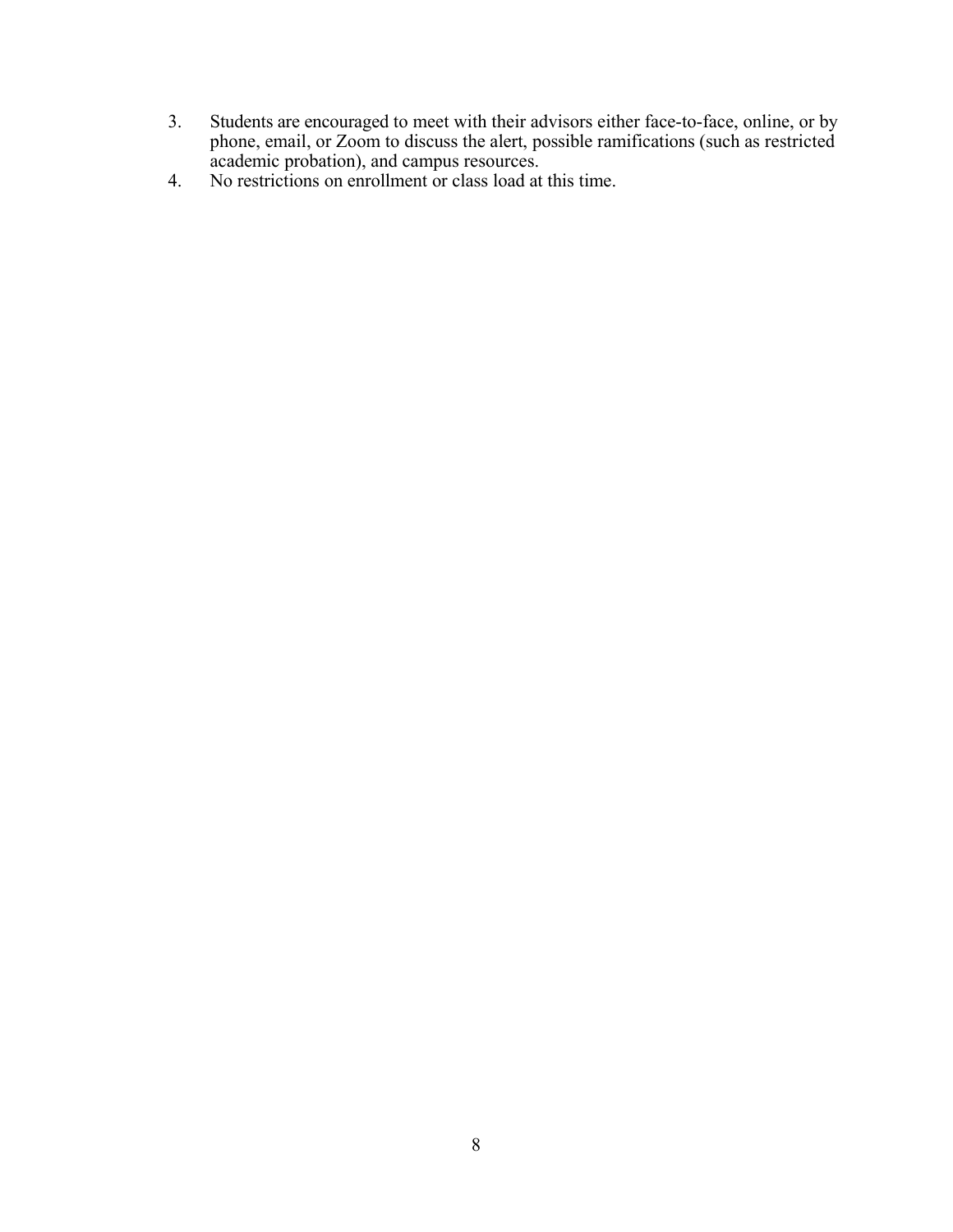3. Students are encouraged to meet with their advisors either face-to-face, online, or by phone, email, or Zoom to discuss the alert, possible ramifications (such as restricted academic probation), and campus resources.
4. No restrictions on enrollment or class load at this time.